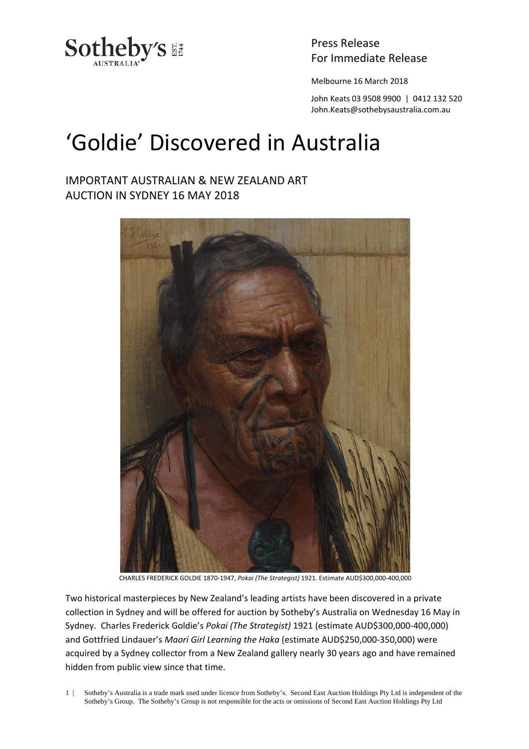Sotheby's AUSTRALIA EST. 1744

Press Release
For Immediate Release

Melbourne 16 March 2018

John Keats 03 9508 9900 | 0412 132 520
John.Keats@sothebysaustralia.com.au

# 'Goldie' Discovered in Australia

## IMPORTANT AUSTRALIAN & NEW ZEALAND ART AUCTION IN SYDNEY 16 MAY 2018

CHARLES FREDERICK GOLDIE 1870-1947, *Pokai (The Strategist)* 1921. Estimate AUD$300,000-400,000

Two historical masterpieces by New Zealand's leading artists have been discovered in a private collection in Sydney and will be offered for auction by Sotheby's Australia on Wednesday 16 May in Sydney. Charles Frederick Goldie's *Pokai (The Strategist)* 1921 (estimate AUD$300,000-400,000) and Gottfried Lindauer's *Maori Girl Learning the Haka* (estimate AUD$250,000-350,000) were acquired by a Sydney collector from a New Zealand gallery nearly 30 years ago and have remained hidden from public view since that time.

Sotheby's Australia is a trade mark used under licence from Sotheby's. Second East Auction Holdings Pty Ltd is independent of the Sotheby's Group. The Sotheby's Group is not responsible for the acts or omissions of Second East Auction Holdings Pty Ltd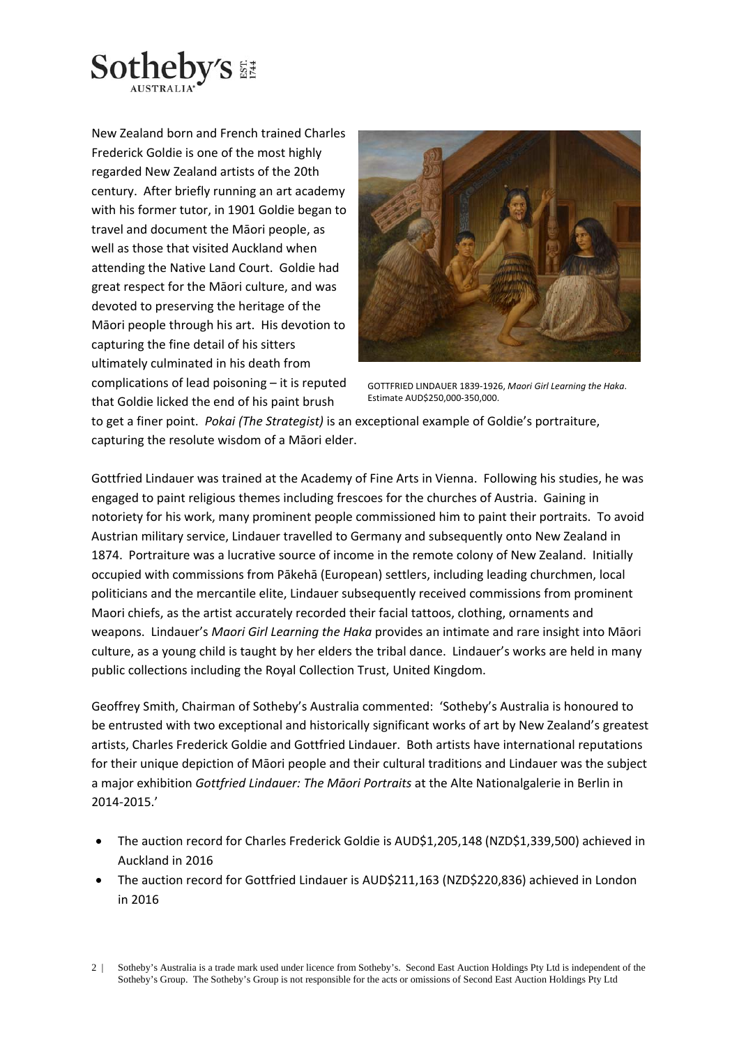New Zealand born and French trained Charles Frederick Goldie is one of the most highly regarded New Zealand artists of the 20th century. After briefly running an art academy with his former tutor, in 1901 Goldie began to travel and document the Māori people, as well as those that visited Auckland when attending the Native Land Court. Goldie had great respect for the Māori culture, and was devoted to preserving the heritage of the Māori people through his art. His devotion to capturing the fine detail of his sitters ultimately culminated in his death from complications of lead poisoning – it is reputed that Goldie licked the end of his paint brush to get a finer point. *Pokai (The Strategist)* is an exceptional example of Goldie's portraiture, capturing the resolute wisdom of a Māori elder.

GOTTFRIED LINDAUER 1839-1926, *Maori Girl Learning the Haka*. Estimate AUD$250,000-350,000.

Gottfried Lindauer was trained at the Academy of Fine Arts in Vienna. Following his studies, he was engaged to paint religious themes including frescoes for the churches of Austria. Gaining in notoriety for his work, many prominent people commissioned him to paint their portraits. To avoid Austrian military service, Lindauer travelled to Germany and subsequently onto New Zealand in 1874. Portraiture was a lucrative source of income in the remote colony of New Zealand. Initially occupied with commissions from Pākehā (European) settlers, including leading churchmen, local politicians and the mercantile elite, Lindauer subsequently received commissions from prominent Maori chiefs, as the artist accurately recorded their facial tattoos, clothing, ornaments and weapons. Lindauer's *Maori Girl Learning the Haka* provides an intimate and rare insight into Māori culture, as a young child is taught by her elders the tribal dance. Lindauer's works are held in many public collections including the Royal Collection Trust, United Kingdom.

Geoffrey Smith, Chairman of Sotheby's Australia commented: 'Sotheby's Australia is honoured to be entrusted with two exceptional and historically significant works of art by New Zealand's greatest artists, Charles Frederick Goldie and Gottfried Lindauer. Both artists have international reputations for their unique depiction of Māori people and their cultural traditions and Lindauer was the subject a major exhibition *Gottfried Lindauer: The Māori Portraits* at the Alte Nationalgalerie in Berlin in 2014-2015.'

- The auction record for Charles Frederick Goldie is AUD$1,205,148 (NZD$1,339,500) achieved in Auckland in 2016
- The auction record for Gottfried Lindauer is AUD$211,163 (NZD$220,836) achieved in London in 2016

Sotheby's Australia is a trade mark used under licence from Sotheby's. Second East Auction Holdings Pty Ltd is independent of the Sotheby's Group. The Sotheby's Group is not responsible for the acts or omissions of Second East Auction Holdings Pty Ltd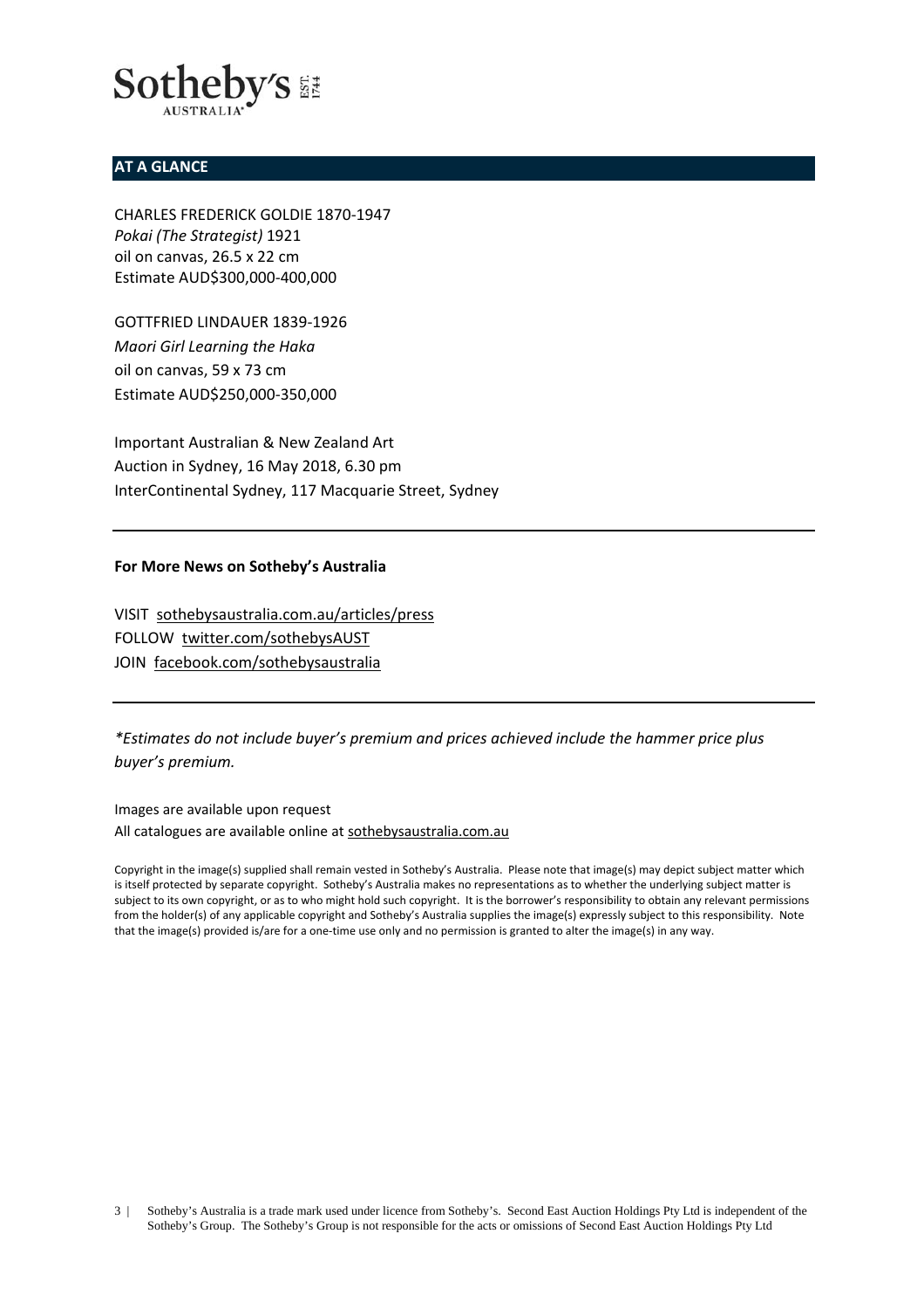## AT A GLANCE

CHARLES FREDERICK GOLDIE 1870-1947
*Pokai (The Strategist)* 1921
oil on canvas, 26.5 x 22 cm
Estimate AUD$300,000-400,000

GOTTFRIED LINDAUER 1839-1926
*Maori Girl Learning the Haka*
oil on canvas, 59 x 73 cm
Estimate AUD$250,000-350,000

Important Australian & New Zealand Art
Auction in Sydney, 16 May 2018, 6.30 pm
InterContinental Sydney, 117 Macquarie Street, Sydney

---

**For More News on Sotheby's Australia**

VISIT sothebysaustralia.com.au/articles/press
FOLLOW twitter.com/sothebysAUST
JOIN facebook.com/sothebysaustralia

---

*\*Estimates do not include buyer's premium and prices achieved include the hammer price plus buyer's premium.*

Images are available upon request
All catalogues are available online at sothebysaustralia.com.au

Copyright in the image(s) supplied shall remain vested in Sotheby's Australia. Please note that image(s) may depict subject matter which is itself protected by separate copyright. Sotheby's Australia makes no representations as to whether the underlying subject matter is subject to its own copyright, or as to who might hold such copyright. It is the borrower's responsibility to obtain any relevant permissions from the holder(s) of any applicable copyright and Sotheby's Australia supplies the image(s) expressly subject to this responsibility. Note that the image(s) provided is/are for a one-time use only and no permission is granted to alter the image(s) in any way.

Sotheby's Australia is a trade mark used under licence from Sotheby's. Second East Auction Holdings Pty Ltd is independent of the Sotheby's Group. The Sotheby's Group is not responsible for the acts or omissions of Second East Auction Holdings Pty Ltd